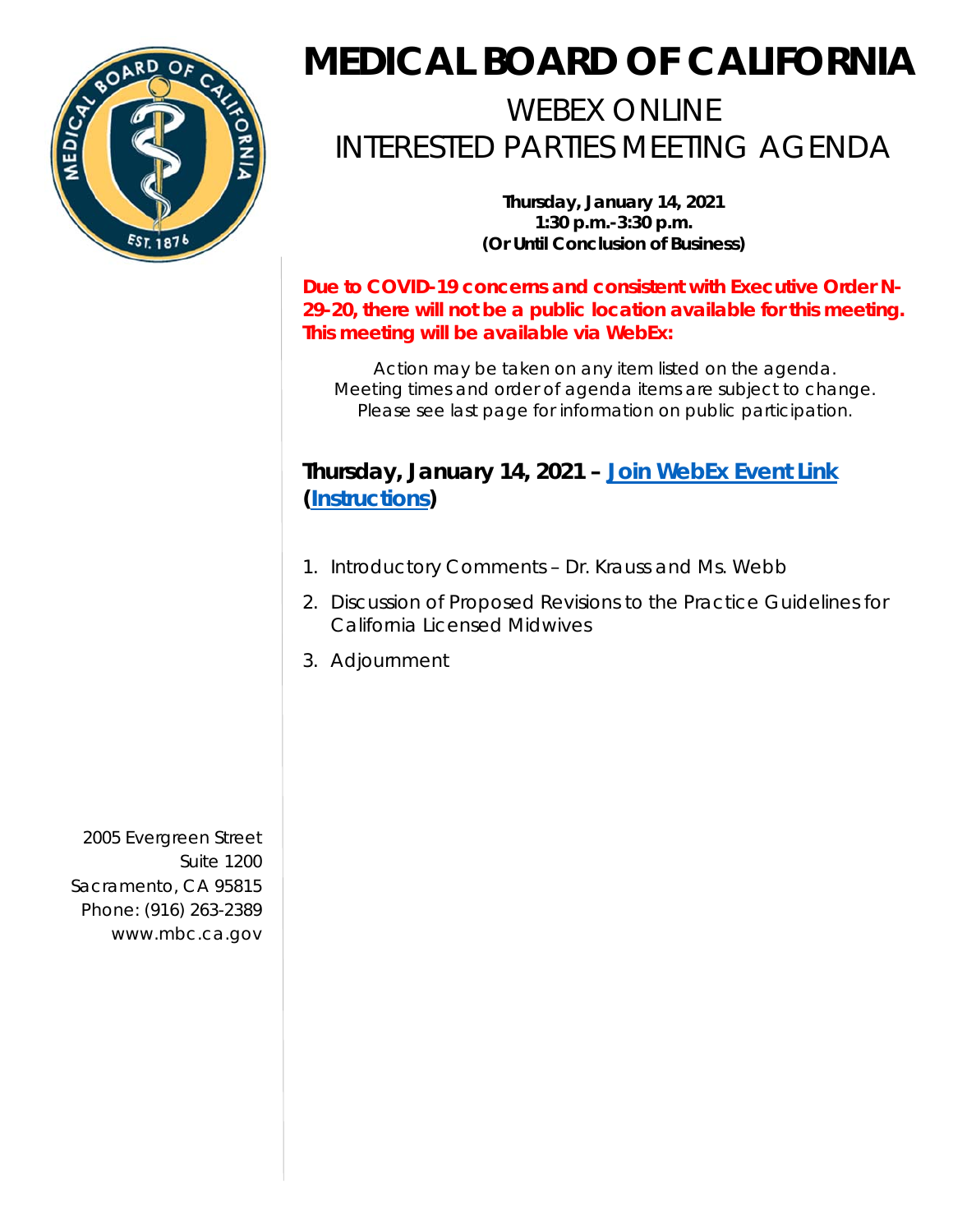# MEDICAL BOARD OF CALIFORNIA

## WEBEX ONLINE
## INTERESTED PARTIES MEETING AGENDA

**Thursday, January 14, 2021**
**1:30 p.m.-3:30 p.m.**
**(Or Until Conclusion of Business)**

**Due to COVID-19 concerns and consistent with Executive Order N-29-20, there will not be a public location available for this meeting. This meeting will be available via WebEx:**

*Action may be taken on any item listed on the agenda.*
*Meeting times and order of agenda items are subject to change.*
*Please see last page for information on public participation.*

### Thursday, January 14, 2021 – Join WebEx Event Link (Instructions)

1. Introductory Comments – Dr. Krauss and Ms. Webb
2. Discussion of Proposed Revisions to the Practice Guidelines for California Licensed Midwives
3. Adjournment

2005 Evergreen Street
Suite 1200
Sacramento, CA 95815
Phone: (916) 263-2389
www.mbc.ca.gov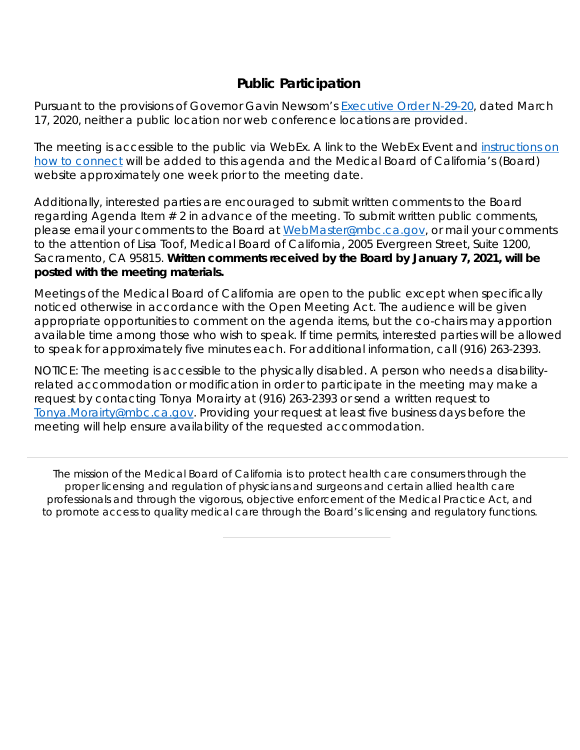## Public Participation

Pursuant to the provisions of Governor Gavin Newsom's Executive Order N-29-20, dated March 17, 2020, neither a public location nor web conference locations are provided.

The meeting is accessible to the public via WebEx. A link to the WebEx Event and instructions on how to connect will be added to this agenda and the Medical Board of California's (Board) website approximately one week prior to the meeting date.

Additionally, interested parties are encouraged to submit written comments to the Board regarding Agenda Item # 2 in advance of the meeting. To submit written public comments, please email your comments to the Board at WebMaster@mbc.ca.gov, or mail your comments to the attention of Lisa Toof, Medical Board of California, 2005 Evergreen Street, Suite 1200, Sacramento, CA 95815. **Written comments received by the Board by January 7, 2021, will be posted with the meeting materials.**

Meetings of the Medical Board of California are open to the public except when specifically noticed otherwise in accordance with the Open Meeting Act. The audience will be given appropriate opportunities to comment on the agenda items, but the co-chairs may apportion available time among those who wish to speak. If time permits, interested parties will be allowed to speak for approximately five minutes each. For additional information, call (916) 263-2393.

NOTICE: The meeting is accessible to the physically disabled. A person who needs a disability-related accommodation or modification in order to participate in the meeting may make a request by contacting Tonya Morairty at (916) 263-2393 or send a written request to Tonya.Morairty@mbc.ca.gov. Providing your request at least five business days before the meeting will help ensure availability of the requested accommodation.

---

The mission of the Medical Board of California is to protect health care consumers through the proper licensing and regulation of physicians and surgeons and certain allied health care professionals and through the vigorous, objective enforcement of the Medical Practice Act, and to promote access to quality medical care through the Board's licensing and regulatory functions.